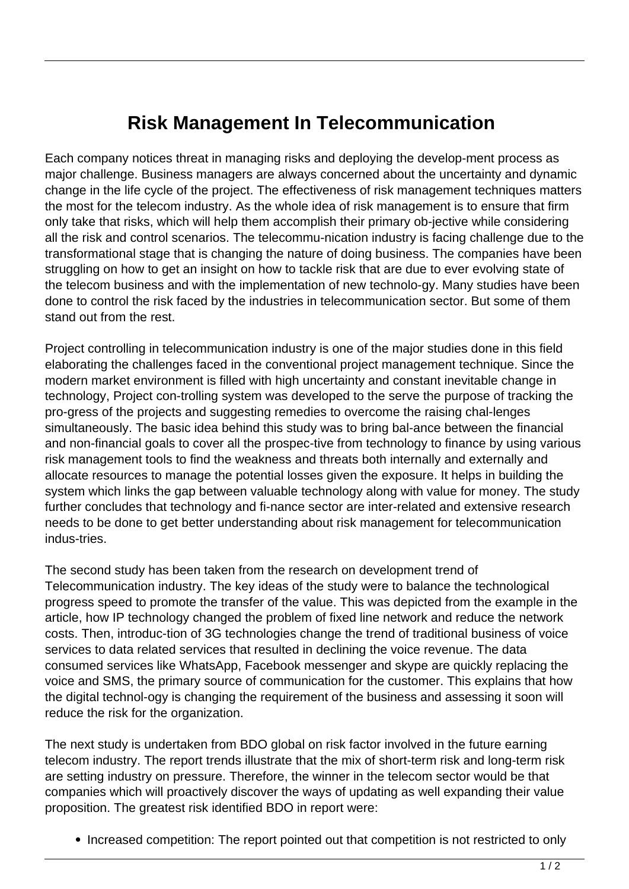# Risk Management In Telecommunication

Each company notices threat in managing risks and deploying the develop-ment process as major challenge. Business managers are always concerned about the uncertainty and dynamic change in the life cycle of the project. The effectiveness of risk management techniques matters the most for the telecom industry. As the whole idea of risk management is to ensure that firm only take that risks, which will help them accomplish their primary ob-jective while considering all the risk and control scenarios. The telecommu-nication industry is facing challenge due to the transformational stage that is changing the nature of doing business. The companies have been struggling on how to get an insight on how to tackle risk that are due to ever evolving state of the telecom business and with the implementation of new technolo-gy. Many studies have been done to control the risk faced by the industries in telecommunication sector. But some of them stand out from the rest.

Project controlling in telecommunication industry is one of the major studies done in this field elaborating the challenges faced in the conventional project management technique. Since the modern market environment is filled with high uncertainty and constant inevitable change in technology, Project con-trolling system was developed to the serve the purpose of tracking the pro-gress of the projects and suggesting remedies to overcome the raising chal-lenges simultaneously. The basic idea behind this study was to bring bal-ance between the financial and non-financial goals to cover all the prospec-tive from technology to finance by using various risk management tools to find the weakness and threats both internally and externally and allocate resources to manage the potential losses given the exposure. It helps in building the system which links the gap between valuable technology along with value for money. The study further concludes that technology and fi-nance sector are inter-related and extensive research needs to be done to get better understanding about risk management for telecommunication indus-tries.

The second study has been taken from the research on development trend of Telecommunication industry. The key ideas of the study were to balance the technological progress speed to promote the transfer of the value. This was depicted from the example in the article, how IP technology changed the problem of fixed line network and reduce the network costs. Then, introduc-tion of 3G technologies change the trend of traditional business of voice services to data related services that resulted in declining the voice revenue. The data consumed services like WhatsApp, Facebook messenger and skype are quickly replacing the voice and SMS, the primary source of communication for the customer. This explains that how the digital technol-ogy is changing the requirement of the business and assessing it soon will reduce the risk for the organization.

The next study is undertaken from BDO global on risk factor involved in the future earning telecom industry. The report trends illustrate that the mix of short-term risk and long-term risk are setting industry on pressure. Therefore, the winner in the telecom sector would be that companies which will proactively discover the ways of updating as well expanding their value proposition. The greatest risk identified BDO in report were:

- Increased competition: The report pointed out that competition is not restricted to only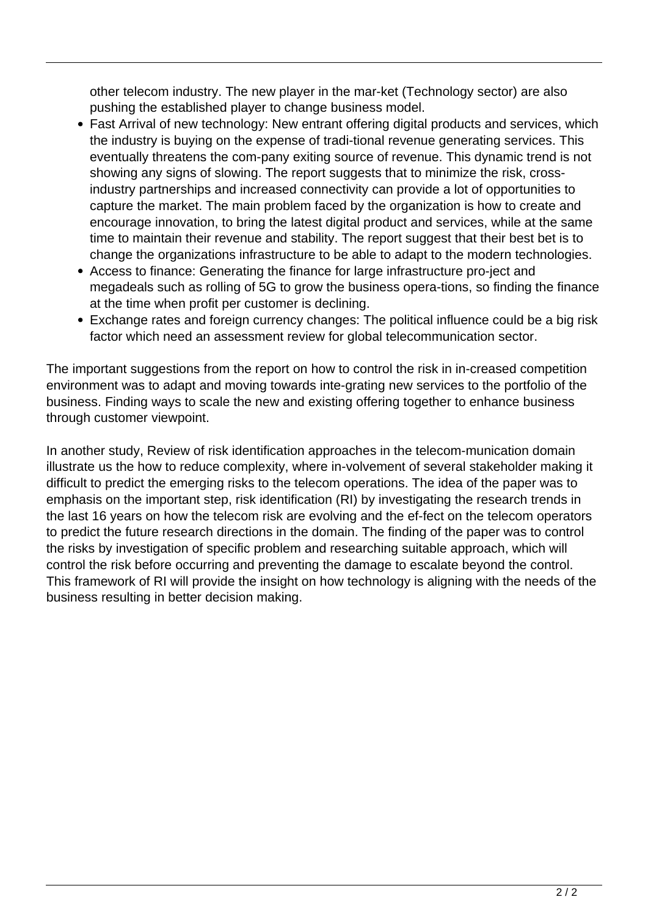other telecom industry. The new player in the mar-ket (Technology sector) are also pushing the established player to change business model.

- Fast Arrival of new technology: New entrant offering digital products and services, which the industry is buying on the expense of tradi-tional revenue generating services. This eventually threatens the com-pany exiting source of revenue. This dynamic trend is not showing any signs of slowing. The report suggests that to minimize the risk, cross-industry partnerships and increased connectivity can provide a lot of opportunities to capture the market. The main problem faced by the organization is how to create and encourage innovation, to bring the latest digital product and services, while at the same time to maintain their revenue and stability. The report suggest that their best bet is to change the organizations infrastructure to be able to adapt to the modern technologies.
- Access to finance: Generating the finance for large infrastructure pro-ject and megadeals such as rolling of 5G to grow the business opera-tions, so finding the finance at the time when profit per customer is declining.
- Exchange rates and foreign currency changes: The political influence could be a big risk factor which need an assessment review for global telecommunication sector.

The important suggestions from the report on how to control the risk in in-creased competition environment was to adapt and moving towards inte-grating new services to the portfolio of the business. Finding ways to scale the new and existing offering together to enhance business through customer viewpoint.

In another study, Review of risk identification approaches in the telecom-munication domain illustrate us the how to reduce complexity, where in-volvement of several stakeholder making it difficult to predict the emerging risks to the telecom operations. The idea of the paper was to emphasis on the important step, risk identification (RI) by investigating the research trends in the last 16 years on how the telecom risk are evolving and the ef-fect on the telecom operators to predict the future research directions in the domain. The finding of the paper was to control the risks by investigation of specific problem and researching suitable approach, which will control the risk before occurring and preventing the damage to escalate beyond the control. This framework of RI will provide the insight on how technology is aligning with the needs of the business resulting in better decision making.